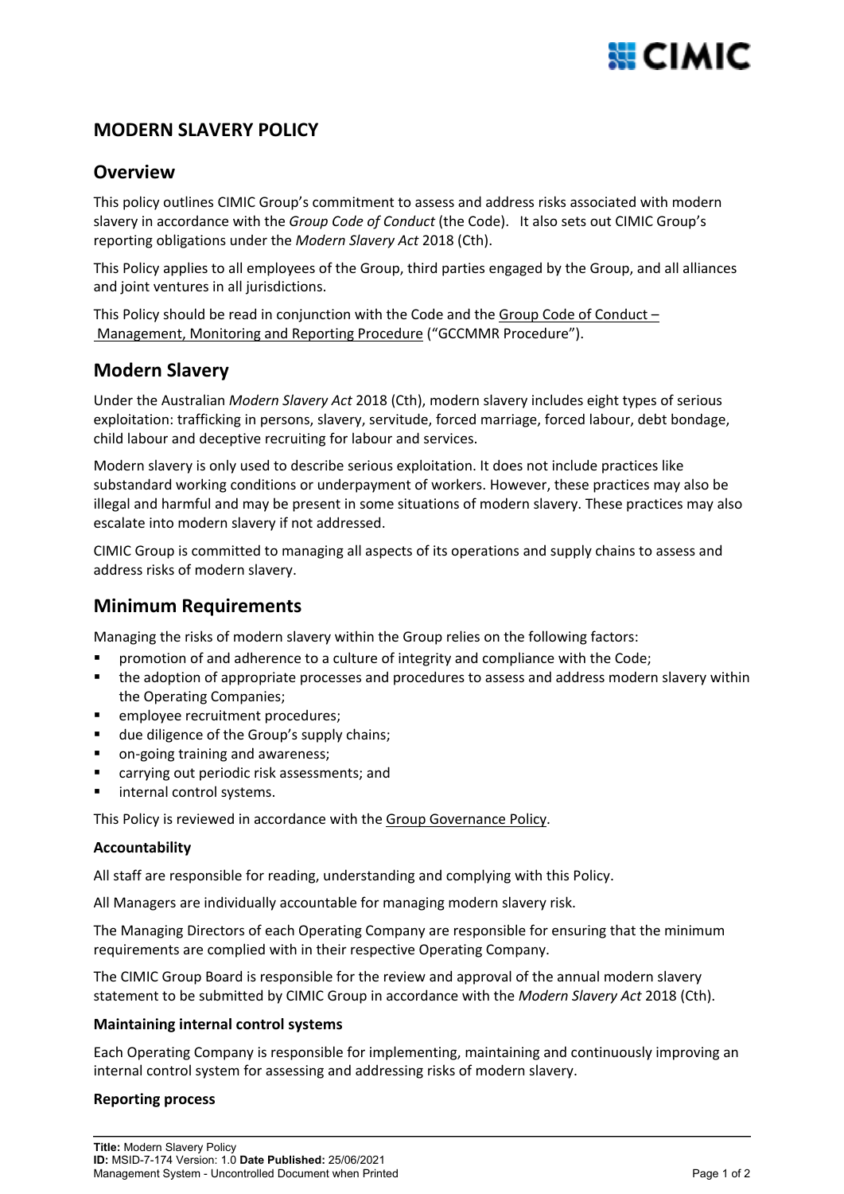# MODERN SLAVERY POLICY

## Overview

This policy outlines CIMIC Group's commitment to assess and address risks associated with modern slavery in accordance with the *Group Code of Conduct* (the Code). It also sets out CIMIC Group's reporting obligations under the *Modern Slavery Act* 2018 (Cth).

This Policy applies to all employees of the Group, third parties engaged by the Group, and all alliances and joint ventures in all jurisdictions.

This Policy should be read in conjunction with the Code and the Group Code of Conduct – Management, Monitoring and Reporting Procedure ("GCCMMR Procedure").

## Modern Slavery

Under the Australian *Modern Slavery Act* 2018 (Cth), modern slavery includes eight types of serious exploitation: trafficking in persons, slavery, servitude, forced marriage, forced labour, debt bondage, child labour and deceptive recruiting for labour and services.

Modern slavery is only used to describe serious exploitation. It does not include practices like substandard working conditions or underpayment of workers. However, these practices may also be illegal and harmful and may be present in some situations of modern slavery. These practices may also escalate into modern slavery if not addressed.

CIMIC Group is committed to managing all aspects of its operations and supply chains to assess and address risks of modern slavery.

## Minimum Requirements

Managing the risks of modern slavery within the Group relies on the following factors:

- promotion of and adherence to a culture of integrity and compliance with the Code;
- the adoption of appropriate processes and procedures to assess and address modern slavery within the Operating Companies;
- employee recruitment procedures;
- due diligence of the Group's supply chains;
- on-going training and awareness;
- carrying out periodic risk assessments; and
- internal control systems.

This Policy is reviewed in accordance with the Group Governance Policy.

### Accountability

All staff are responsible for reading, understanding and complying with this Policy.

All Managers are individually accountable for managing modern slavery risk.

The Managing Directors of each Operating Company are responsible for ensuring that the minimum requirements are complied with in their respective Operating Company.

The CIMIC Group Board is responsible for the review and approval of the annual modern slavery statement to be submitted by CIMIC Group in accordance with the *Modern Slavery Act* 2018 (Cth).

### Maintaining internal control systems

Each Operating Company is responsible for implementing, maintaining and continuously improving an internal control system for assessing and addressing risks of modern slavery.

### Reporting process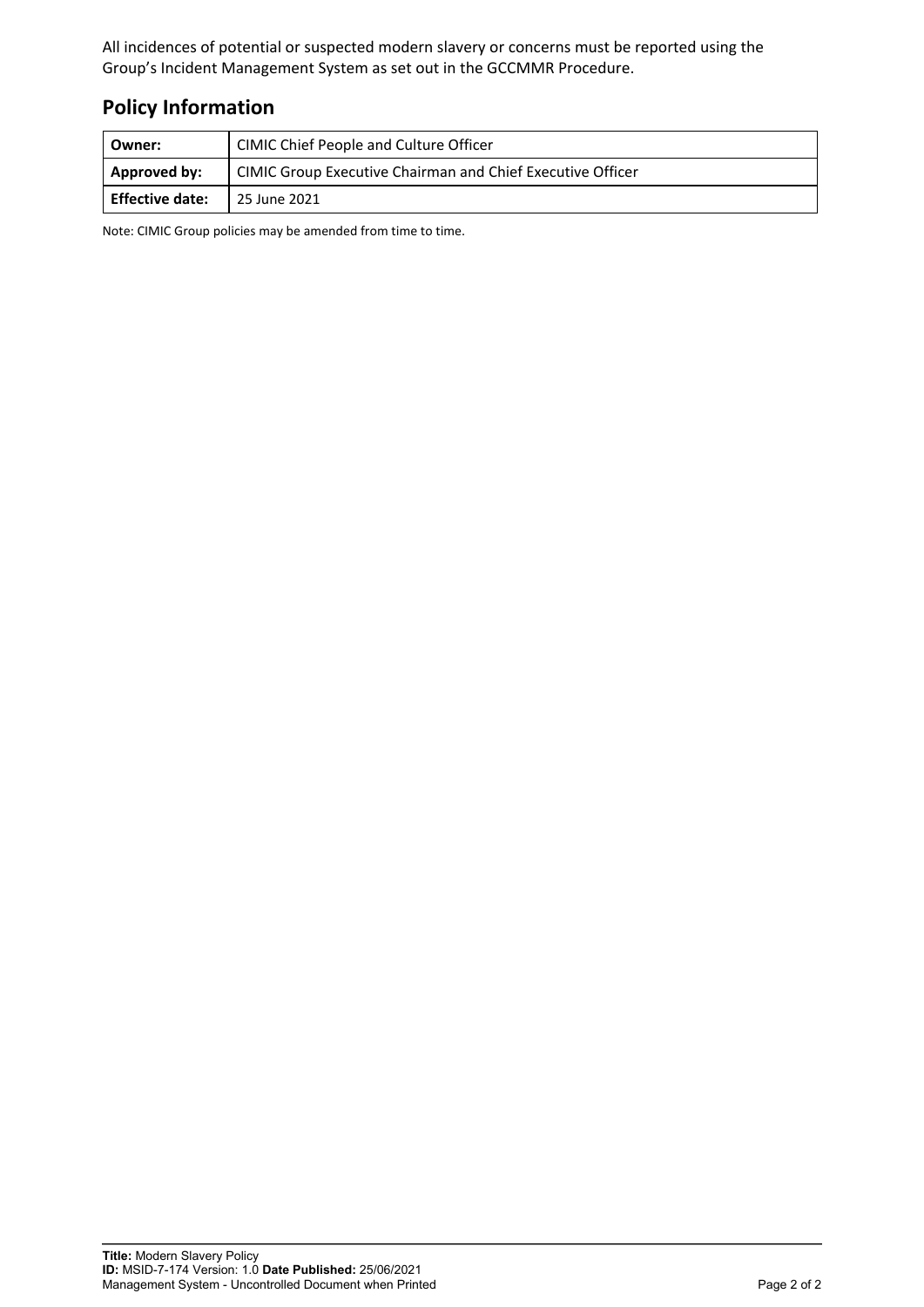All incidences of potential or suspected modern slavery or concerns must be reported using the Group's Incident Management System as set out in the GCCMMR Procedure.

## Policy Information

| | |
|---|---|
| **Owner:** | CIMIC Chief People and Culture Officer |
| **Approved by:** | CIMIC Group Executive Chairman and Chief Executive Officer |
| **Effective date:** | 25 June 2021 |

Note: CIMIC Group policies may be amended from time to time.